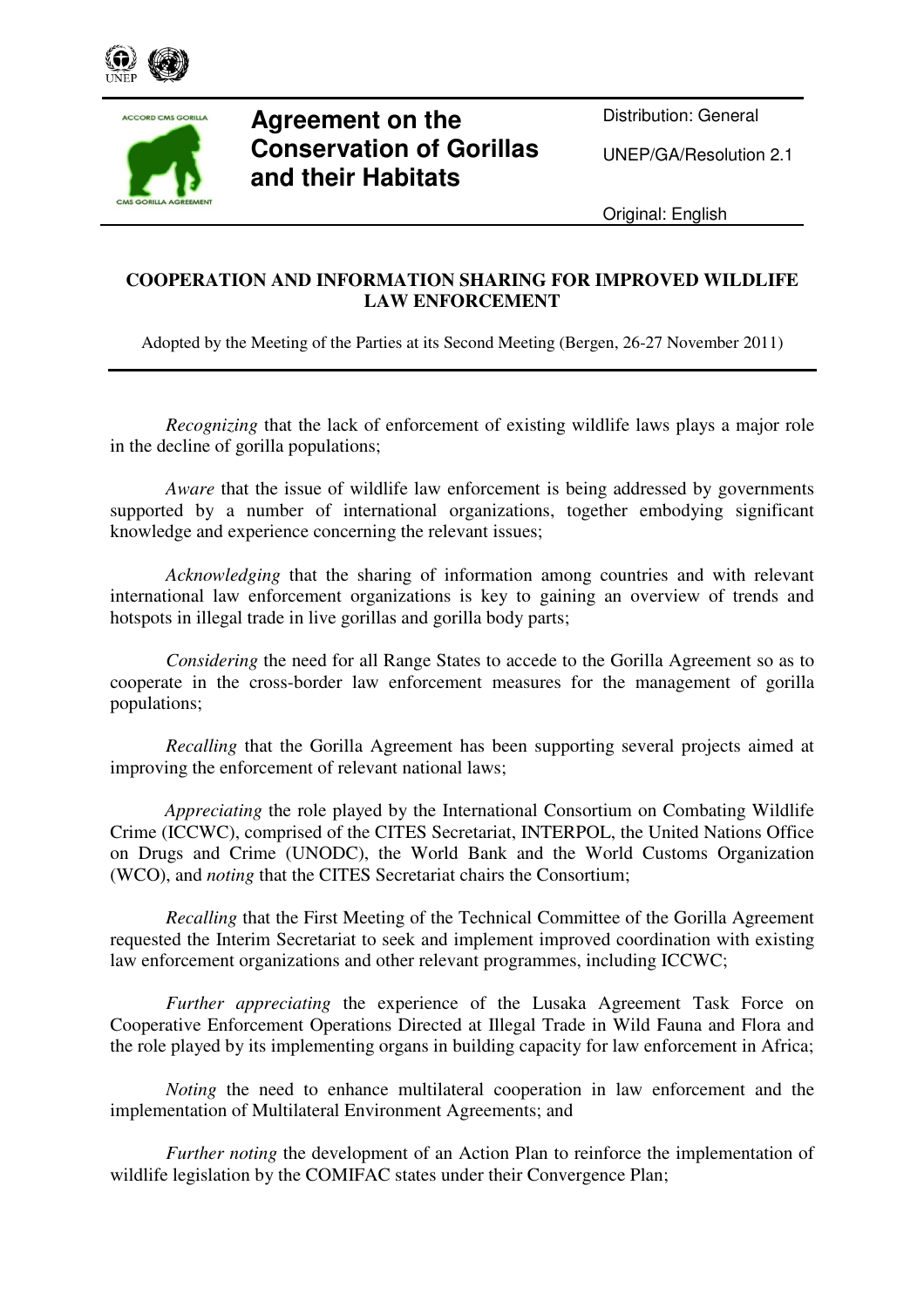# Agreement on the Conservation of Gorillas and their Habitats

Distribution: General

UNEP/GA/Resolution 2.1

Original: English

## COOPERATION AND INFORMATION SHARING FOR IMPROVED WILDLIFE LAW ENFORCEMENT

Adopted by the Meeting of the Parties at its Second Meeting (Bergen, 26-27 November 2011)

*Recognizing* that the lack of enforcement of existing wildlife laws plays a major role in the decline of gorilla populations;

*Aware* that the issue of wildlife law enforcement is being addressed by governments supported by a number of international organizations, together embodying significant knowledge and experience concerning the relevant issues;

*Acknowledging* that the sharing of information among countries and with relevant international law enforcement organizations is key to gaining an overview of trends and hotspots in illegal trade in live gorillas and gorilla body parts;

*Considering* the need for all Range States to accede to the Gorilla Agreement so as to cooperate in the cross-border law enforcement measures for the management of gorilla populations;

*Recalling* that the Gorilla Agreement has been supporting several projects aimed at improving the enforcement of relevant national laws;

*Appreciating* the role played by the International Consortium on Combating Wildlife Crime (ICCWC), comprised of the CITES Secretariat, INTERPOL, the United Nations Office on Drugs and Crime (UNODC), the World Bank and the World Customs Organization (WCO), and *noting* that the CITES Secretariat chairs the Consortium;

*Recalling* that the First Meeting of the Technical Committee of the Gorilla Agreement requested the Interim Secretariat to seek and implement improved coordination with existing law enforcement organizations and other relevant programmes, including ICCWC;

*Further appreciating* the experience of the Lusaka Agreement Task Force on Cooperative Enforcement Operations Directed at Illegal Trade in Wild Fauna and Flora and the role played by its implementing organs in building capacity for law enforcement in Africa;

*Noting* the need to enhance multilateral cooperation in law enforcement and the implementation of Multilateral Environment Agreements; and

*Further noting* the development of an Action Plan to reinforce the implementation of wildlife legislation by the COMIFAC states under their Convergence Plan;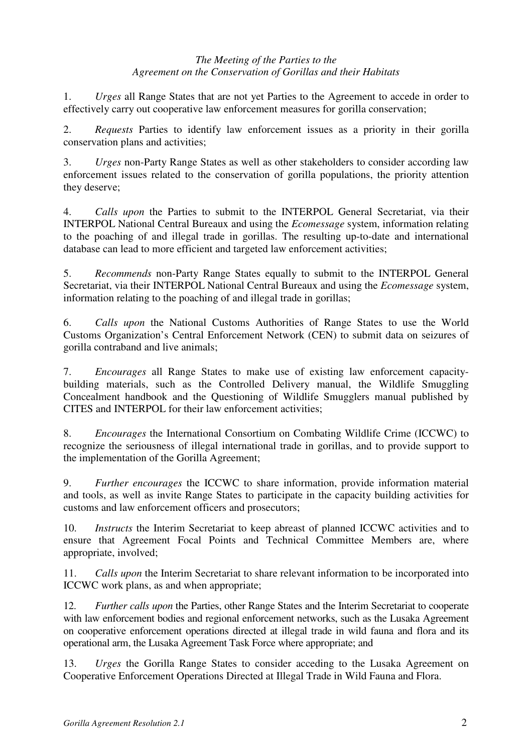*The Meeting of the Parties to the*
*Agreement on the Conservation of Gorillas and their Habitats*

1. *Urges* all Range States that are not yet Parties to the Agreement to accede in order to effectively carry out cooperative law enforcement measures for gorilla conservation;

2. *Requests* Parties to identify law enforcement issues as a priority in their gorilla conservation plans and activities;

3. *Urges* non-Party Range States as well as other stakeholders to consider according law enforcement issues related to the conservation of gorilla populations, the priority attention they deserve;

4. *Calls upon* the Parties to submit to the INTERPOL General Secretariat, via their INTERPOL National Central Bureaux and using the *Ecomessage* system, information relating to the poaching of and illegal trade in gorillas. The resulting up-to-date and international database can lead to more efficient and targeted law enforcement activities;

5. *Recommends* non-Party Range States equally to submit to the INTERPOL General Secretariat, via their INTERPOL National Central Bureaux and using the *Ecomessage* system, information relating to the poaching of and illegal trade in gorillas;

6. *Calls upon* the National Customs Authorities of Range States to use the World Customs Organization's Central Enforcement Network (CEN) to submit data on seizures of gorilla contraband and live animals;

7. *Encourages* all Range States to make use of existing law enforcement capacity-building materials, such as the Controlled Delivery manual, the Wildlife Smuggling Concealment handbook and the Questioning of Wildlife Smugglers manual published by CITES and INTERPOL for their law enforcement activities;

8. *Encourages* the International Consortium on Combating Wildlife Crime (ICCWC) to recognize the seriousness of illegal international trade in gorillas, and to provide support to the implementation of the Gorilla Agreement;

9. *Further encourages* the ICCWC to share information, provide information material and tools, as well as invite Range States to participate in the capacity building activities for customs and law enforcement officers and prosecutors;

10. *Instructs* the Interim Secretariat to keep abreast of planned ICCWC activities and to ensure that Agreement Focal Points and Technical Committee Members are, where appropriate, involved;

11. *Calls upon* the Interim Secretariat to share relevant information to be incorporated into ICCWC work plans, as and when appropriate;

12. *Further calls upon* the Parties, other Range States and the Interim Secretariat to cooperate with law enforcement bodies and regional enforcement networks, such as the Lusaka Agreement on cooperative enforcement operations directed at illegal trade in wild fauna and flora and its operational arm, the Lusaka Agreement Task Force where appropriate; and

13. *Urges* the Gorilla Range States to consider acceding to the Lusaka Agreement on Cooperative Enforcement Operations Directed at Illegal Trade in Wild Fauna and Flora.